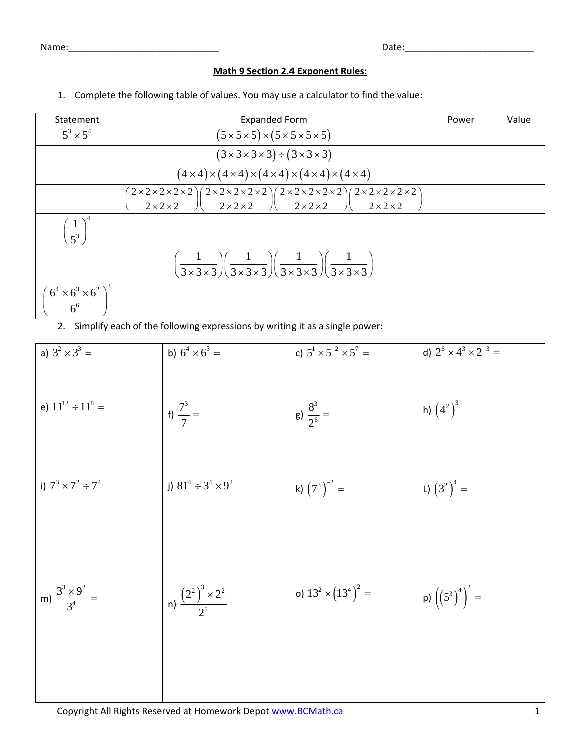Name:_____________________________ Date:_________________________

**Math 9 Section 2.4 Exponent Rules:**

1. Complete the following table of values. You may use a calculator to find the value:

| Statement | Expanded Form | Power | Value |
|---|---|---|---|
| $5^3 \times 5^4$ | $(5\times5\times5)\times(5\times5\times5\times5)$ | | |
| | $(3\times3\times3\times3)\div(3\times3\times3)$ | | |
| | $(4\times4)\times(4\times4)\times(4\times4)\times(4\times4)\times(4\times4)$ | | |
| | $\left(\frac{2\times2\times2\times2\times2}{2\times2\times2}\right)\left(\frac{2\times2\times2\times2\times2}{2\times2\times2}\right)\left(\frac{2\times2\times2\times2\times2}{2\times2\times2}\right)\left(\frac{2\times2\times2\times2\times2}{2\times2\times2}\right)$ | | |
| $\left(\frac{1}{5^3}\right)^4$ | | | |
| | $\left(\frac{1}{3\times3\times3}\right)\left(\frac{1}{3\times3\times3}\right)\left(\frac{1}{3\times3\times3}\right)\left(\frac{1}{3\times3\times3}\right)$ | | |
| $\left(\frac{6^4\times6^3\times6^2}{6^6}\right)^3$ | | | |

2. Simplify each of the following expressions by writing it as a single power:

| | | | |
|---|---|---|---|
| a) $3^2\times3^3=$ | b) $6^4\times6^3=$ | c) $5^1\times5^{-2}\times5^7=$ | d) $2^6\times4^3\times2^{-3}=$ |
| e) $11^{12}\div11^8=$ | f) $\frac{7^3}{7}=$ | g) $\frac{8^3}{2^6}=$ | h) $\left(4^2\right)^3$ |
| i) $7^3\times7^2\div7^4$ | j) $81^4\div3^4\times9^2$ | k) $\left(7^3\right)^{-2}=$ | L) $\left(3^2\right)^4=$ |
| m) $\frac{3^3\times9^2}{3^4}=$ | n) $\frac{\left(2^2\right)^3\times2^2}{2^5}$ | o) $13^2\times\left(13^4\right)^2=$ | p) $\left(\left(5^3\right)^4\right)^2=$ |

Copyright All Rights Reserved at Homework Depot www.BCMath.ca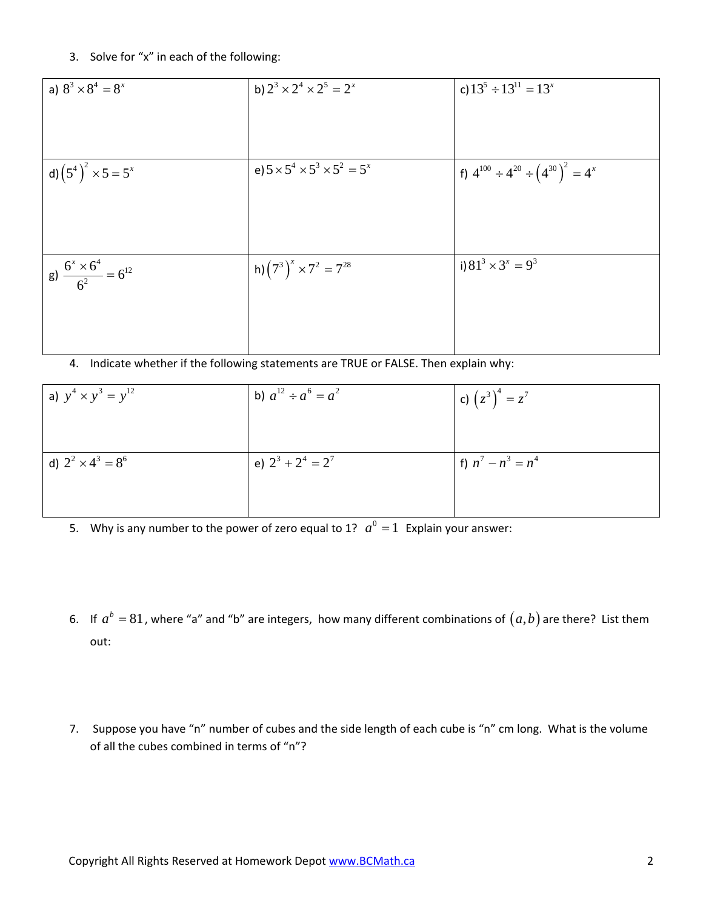3. Solve for "x" in each of the following:

| | | |
|---|---|---|
| a) $8^3 \times 8^4 = 8^x$ | b) $2^3 \times 2^4 \times 2^5 = 2^x$ | c) $13^5 \div 13^{11} = 13^x$ |
| d) $\left(5^4\right)^2 \times 5 = 5^x$ | e) $5 \times 5^4 \times 5^3 \times 5^2 = 5^x$ | f) $4^{100} \div 4^{20} \div \left(4^{30}\right)^2 = 4^x$ |
| g) $\dfrac{6^x \times 6^4}{6^2} = 6^{12}$ | h) $\left(7^3\right)^x \times 7^2 = 7^{28}$ | i) $81^3 \times 3^x = 9^3$ |

4. Indicate whether if the following statements are TRUE or FALSE. Then explain why:

| | | |
|---|---|---|
| a) $y^4 \times y^3 = y^{12}$ | b) $a^{12} \div a^6 = a^2$ | c) $\left(z^3\right)^4 = z^7$ |
| d) $2^2 \times 4^3 = 8^6$ | e) $2^3 + 2^4 = 2^7$ | f) $n^7 - n^3 = n^4$ |

5. Why is any number to the power of zero equal to 1? $a^0 = 1$ Explain your answer:

6. If $a^b = 81$, where "a" and "b" are integers, how many different combinations of $(a, b)$ are there? List them out:

7. Suppose you have "n" number of cubes and the side length of each cube is "n" cm long. What is the volume of all the cubes combined in terms of "n"?

Copyright All Rights Reserved at Homework Depot www.BCMath.ca